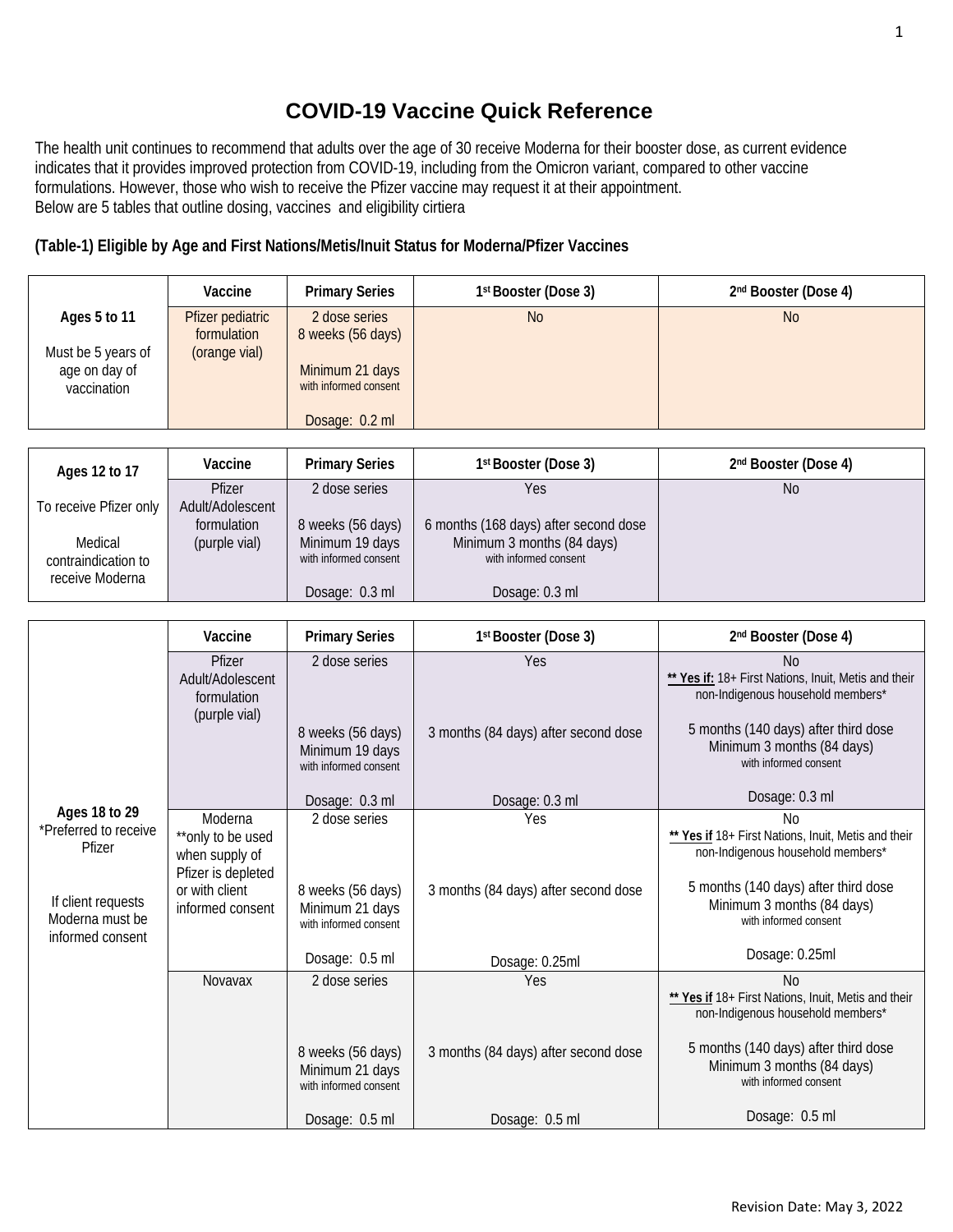# COVID-19 Vaccine Quick Reference

The health unit continues to recommend that adults over the age of 30 receive Moderna for their booster dose, as current evidence indicates that it provides improved protection from COVID-19, including from the Omicron variant, compared to other vaccine formulations. However, those who wish to receive the Pfizer vaccine may request it at their appointment.
Below are 5 tables that outline dosing, vaccines and eligibility cirtiera

**(Table-1) Eligible by Age and First Nations/Metis/Inuit Status for Moderna/Pfizer Vaccines**

| | Vaccine | Primary Series | 1st Booster (Dose 3) | 2nd Booster (Dose 4) |
|---|---|---|---|---|
| **Ages 5 to 11**<br><br>Must be 5 years of age on day of vaccination | Pfizer pediatric formulation (orange vial) | 2 dose series<br>8 weeks (56 days)<br><br>Minimum 21 days<br>with informed consent<br><br>Dosage: 0.2 ml | No | No |

| **Ages 12 to 17**<br><br>To receive Pfizer only<br><br>Medical contraindication to receive Moderna | Vaccine | Primary Series | 1st Booster (Dose 3) | 2nd Booster (Dose 4) |
|---|---|---|---|---|
| | Pfizer Adult/Adolescent formulation (purple vial) | 2 dose series<br><br>8 weeks (56 days)<br>Minimum 19 days<br>with informed consent<br><br>Dosage: 0.3 ml | Yes<br><br>6 months (168 days) after second dose<br>Minimum 3 months (84 days)<br>with informed consent<br><br>Dosage: 0.3 ml | No |

| | Vaccine | Primary Series | 1st Booster (Dose 3) | 2nd Booster (Dose 4) |
|---|---|---|---|---|
| **Ages 18 to 29**<br>*Preferred to receive Pfizer<br><br>If client requests Moderna must be informed consent | Pfizer Adult/Adolescent formulation (purple vial) | 2 dose series<br><br>8 weeks (56 days)<br>Minimum 19 days<br>with informed consent<br><br>Dosage: 0.3 ml | Yes<br><br>3 months (84 days) after second dose<br><br>Dosage: 0.3 ml | No<br>**** Yes if:** 18+ First Nations, Inuit, Metis and their non-Indigenous household members*<br><br>5 months (140 days) after third dose<br>Minimum 3 months (84 days)<br>with informed consent<br><br>Dosage: 0.3 ml |
| | Moderna<br>**only to be used when supply of Pfizer is depleted or with client informed consent | 2 dose series<br><br>8 weeks (56 days)<br>Minimum 21 days<br>with informed consent<br><br>Dosage: 0.5 ml | Yes<br><br>3 months (84 days) after second dose<br><br>Dosage: 0.25ml | No<br>**** Yes if** 18+ First Nations, Inuit, Metis and their non-Indigenous household members*<br><br>5 months (140 days) after third dose<br>Minimum 3 months (84 days)<br>with informed consent<br><br>Dosage: 0.25ml |
| | Novavax | 2 dose series<br><br>8 weeks (56 days)<br>Minimum 21 days<br>with informed consent<br><br>Dosage: 0.5 ml | Yes<br><br>3 months (84 days) after second dose<br><br>Dosage: 0.5 ml | No<br>**** Yes if** 18+ First Nations, Inuit, Metis and their non-Indigenous household members*<br><br>5 months (140 days) after third dose<br>Minimum 3 months (84 days)<br>with informed consent<br><br>Dosage: 0.5 ml |

Revision Date: May 3, 2022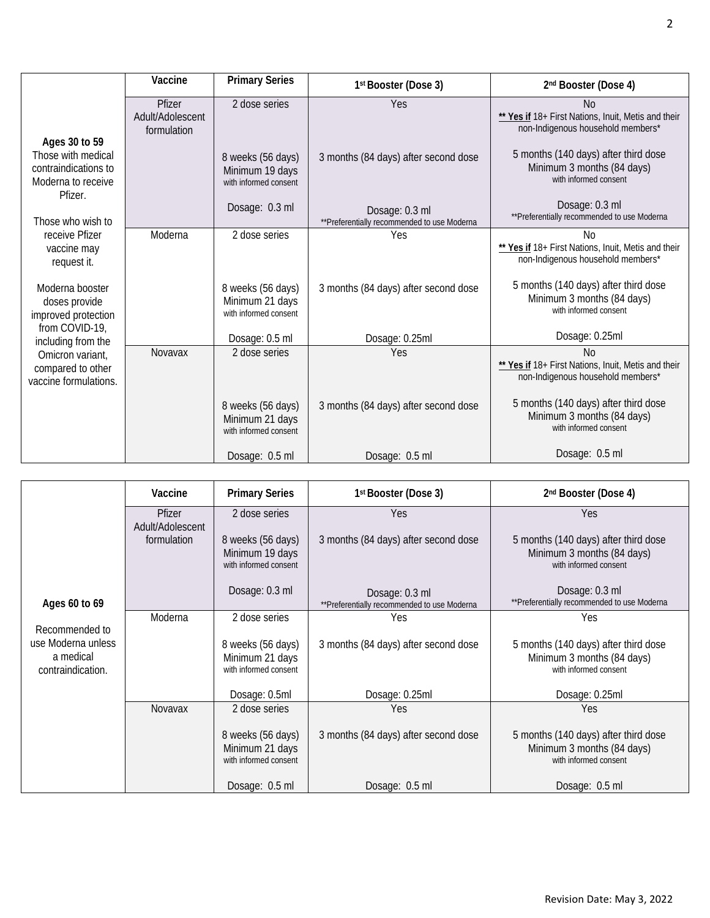| | Vaccine | Primary Series | 1st Booster (Dose 3) | 2nd Booster (Dose 4) |
|---|---|---|---|---|
| **Ages 30 to 59**<br>Those with medical contraindications to Moderna to receive Pfizer.<br><br>Those who wish to receive Pfizer vaccine may request it.<br><br>Moderna booster doses provide improved protection from COVID-19, including from the Omicron variant, compared to other vaccine formulations. | Pfizer Adult/Adolescent formulation | 2 dose series<br><br>8 weeks (56 days)<br>Minimum 19 days<br>with informed consent<br><br>Dosage: 0.3 ml | Yes<br><br>3 months (84 days) after second dose<br><br>Dosage: 0.3 ml<br>**Preferentially recommended to use Moderna | No<br>**<u>** Yes if</u>** 18+ First Nations, Inuit, Metis and their non-Indigenous household members*<br><br>5 months (140 days) after third dose<br>Minimum 3 months (84 days)<br>with informed consent<br><br>Dosage: 0.3 ml<br>**Preferentially recommended to use Moderna |
| | Moderna | 2 dose series<br><br>8 weeks (56 days)<br>Minimum 21 days<br>with informed consent<br><br>Dosage: 0.5 ml | Yes<br><br>3 months (84 days) after second dose<br><br>Dosage: 0.25ml | No<br>**<u>** Yes if</u>** 18+ First Nations, Inuit, Metis and their non-Indigenous household members*<br><br>5 months (140 days) after third dose<br>Minimum 3 months (84 days)<br>with informed consent<br><br>Dosage: 0.25ml |
| | Novavax | 2 dose series<br><br>8 weeks (56 days)<br>Minimum 21 days<br>with informed consent<br><br>Dosage: 0.5 ml | Yes<br><br>3 months (84 days) after second dose<br><br>Dosage: 0.5 ml | No<br>**<u>** Yes if</u>** 18+ First Nations, Inuit, Metis and their non-Indigenous household members*<br><br>5 months (140 days) after third dose<br>Minimum 3 months (84 days)<br>with informed consent<br><br>Dosage: 0.5 ml |

| | Vaccine | Primary Series | 1st Booster (Dose 3) | 2nd Booster (Dose 4) |
|---|---|---|---|---|
| **Ages 60 to 69**<br><br>Recommended to use Moderna unless a medical contraindication. | Pfizer Adult/Adolescent formulation | 2 dose series<br><br>8 weeks (56 days)<br>Minimum 19 days<br>with informed consent<br><br>Dosage: 0.3 ml | Yes<br><br>3 months (84 days) after second dose<br><br>Dosage: 0.3 ml<br>**Preferentially recommended to use Moderna | Yes<br><br>5 months (140 days) after third dose<br>Minimum 3 months (84 days)<br>with informed consent<br><br>Dosage: 0.3 ml<br>**Preferentially recommended to use Moderna |
| | Moderna | 2 dose series<br><br>8 weeks (56 days)<br>Minimum 21 days<br>with informed consent<br><br>Dosage: 0.5ml | Yes<br><br>3 months (84 days) after second dose<br><br>Dosage: 0.25ml | Yes<br><br>5 months (140 days) after third dose<br>Minimum 3 months (84 days)<br>with informed consent<br><br>Dosage: 0.25ml |
| | Novavax | 2 dose series<br><br>8 weeks (56 days)<br>Minimum 21 days<br>with informed consent<br><br>Dosage: 0.5 ml | Yes<br><br>3 months (84 days) after second dose<br><br>Dosage: 0.5 ml | Yes<br><br>5 months (140 days) after third dose<br>Minimum 3 months (84 days)<br>with informed consent<br><br>Dosage: 0.5 ml |

Revision Date: May 3, 2022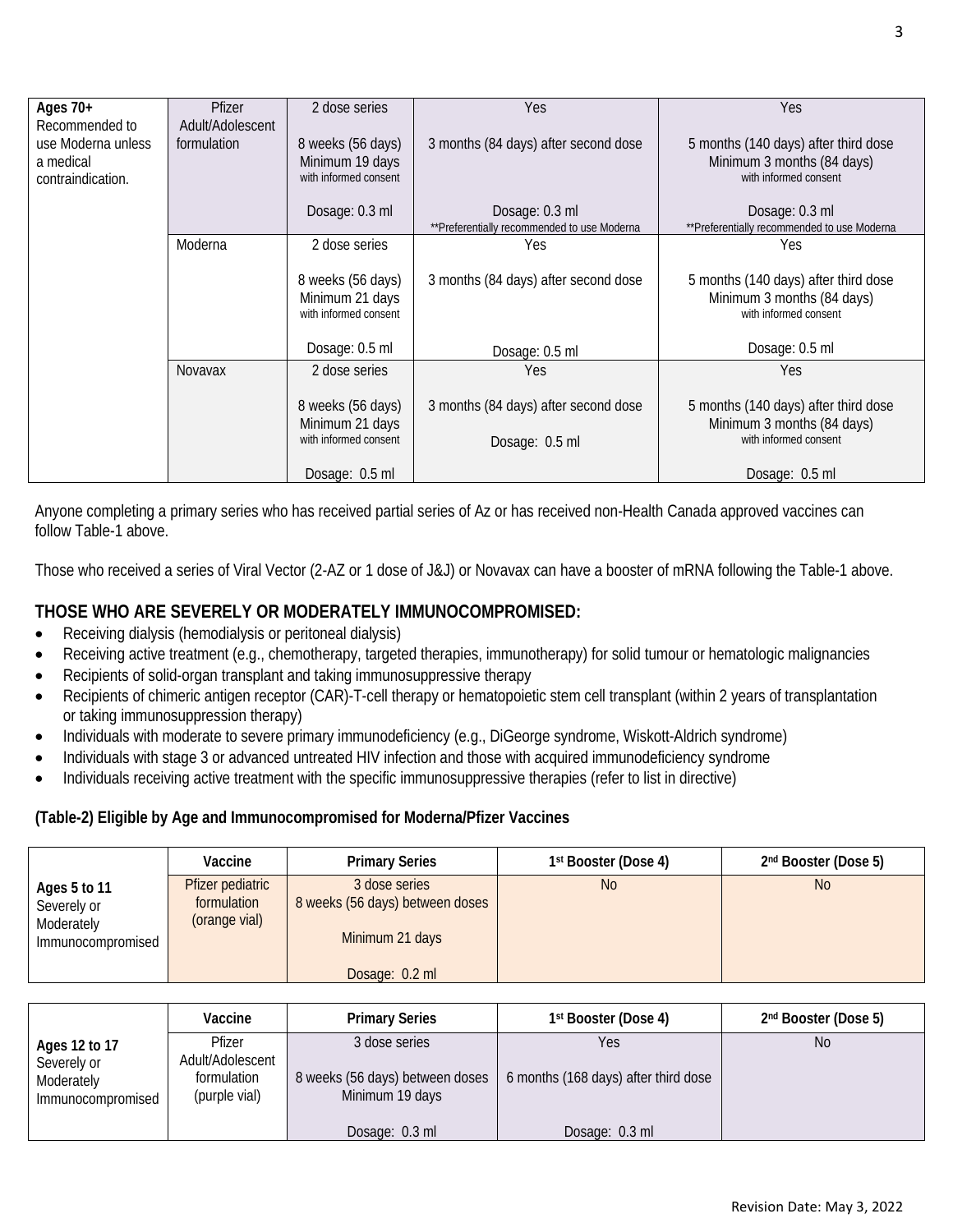| Ages 70+ Recommended to use Moderna unless a medical contraindication. | Pfizer Adult/Adolescent formulation | 2 dose series<br><br>8 weeks (56 days)<br>Minimum 19 days<br>with informed consent<br><br>Dosage: 0.3 ml | Yes<br><br>3 months (84 days) after second dose<br><br>Dosage: 0.3 ml<br>**Preferentially recommended to use Moderna | Yes<br><br>5 months (140 days) after third dose<br>Minimum 3 months (84 days)<br>with informed consent<br><br>Dosage: 0.3 ml<br>**Preferentially recommended to use Moderna |
|---|---|---|---|---|
| | Moderna | 2 dose series<br><br>8 weeks (56 days)<br>Minimum 21 days<br>with informed consent<br><br>Dosage: 0.5 ml | Yes<br><br>3 months (84 days) after second dose<br><br>Dosage: 0.5 ml | Yes<br><br>5 months (140 days) after third dose<br>Minimum 3 months (84 days)<br>with informed consent<br><br>Dosage: 0.5 ml |
| | Novavax | 2 dose series<br><br>8 weeks (56 days)<br>Minimum 21 days<br>with informed consent<br><br>Dosage: 0.5 ml | Yes<br><br>3 months (84 days) after second dose<br><br>Dosage: 0.5 ml | Yes<br><br>5 months (140 days) after third dose<br>Minimum 3 months (84 days)<br>with informed consent<br><br>Dosage: 0.5 ml |

Anyone completing a primary series who has received partial series of Az or has received non-Health Canada approved vaccines can follow Table-1 above.

Those who received a series of Viral Vector (2-AZ or 1 dose of J&J) or Novavax can have a booster of mRNA following the Table-1 above.

## THOSE WHO ARE SEVERELY OR MODERATELY IMMUNOCOMPROMISED:

- Receiving dialysis (hemodialysis or peritoneal dialysis)
- Receiving active treatment (e.g., chemotherapy, targeted therapies, immunotherapy) for solid tumour or hematologic malignancies
- Recipients of solid-organ transplant and taking immunosuppressive therapy
- Recipients of chimeric antigen receptor (CAR)-T-cell therapy or hematopoietic stem cell transplant (within 2 years of transplantation or taking immunosuppression therapy)
- Individuals with moderate to severe primary immunodeficiency (e.g., DiGeorge syndrome, Wiskott-Aldrich syndrome)
- Individuals with stage 3 or advanced untreated HIV infection and those with acquired immunodeficiency syndrome
- Individuals receiving active treatment with the specific immunosuppressive therapies (refer to list in directive)

**(Table-2) Eligible by Age and Immunocompromised for Moderna/Pfizer Vaccines**

| | Vaccine | Primary Series | 1st Booster (Dose 4) | 2nd Booster (Dose 5) |
|---|---|---|---|---|
| **Ages 5 to 11** Severely or Moderately Immunocompromised | Pfizer pediatric formulation (orange vial) | 3 dose series<br>8 weeks (56 days) between doses<br><br>Minimum 21 days<br><br>Dosage: 0.2 ml | No | No |

| | Vaccine | Primary Series | 1st Booster (Dose 4) | 2nd Booster (Dose 5) |
|---|---|---|---|---|
| **Ages 12 to 17** Severely or Moderately Immunocompromised | Pfizer Adult/Adolescent formulation (purple vial) | 3 dose series<br><br>8 weeks (56 days) between doses<br>Minimum 19 days<br><br>Dosage: 0.3 ml | Yes<br><br>6 months (168 days) after third dose<br><br>Dosage: 0.3 ml | No |

Revision Date: May 3, 2022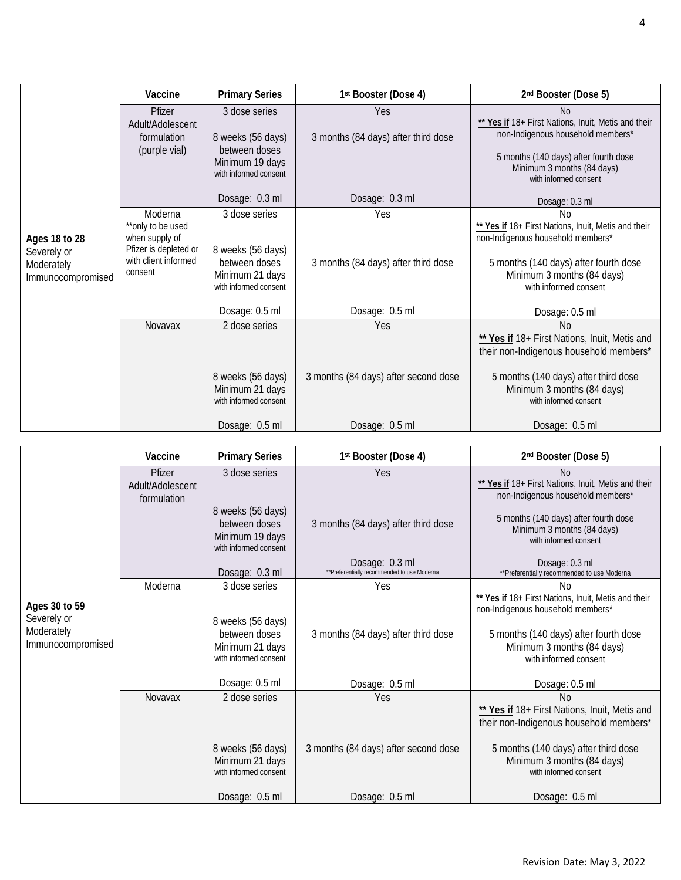| | Vaccine | Primary Series | 1st Booster (Dose 4) | 2nd Booster (Dose 5) |
|---|---|---|---|---|
| **Ages 18 to 28** Severely or Moderately Immunocompromised | Pfizer Adult/Adolescent formulation (purple vial) | 3 dose series<br><br>8 weeks (56 days) between doses<br>Minimum 19 days with informed consent<br><br>Dosage: 0.3 ml | Yes<br><br>3 months (84 days) after third dose<br><br>Dosage: 0.3 ml | No<br>**** Yes if** 18+ First Nations, Inuit, Metis and their non-Indigenous household members*<br><br>5 months (140 days) after fourth dose<br>Minimum 3 months (84 days) with informed consent<br><br>Dosage: 0.3 ml |
| | Moderna<br>**only to be used when supply of Pfizer is depleted or with client informed consent | 3 dose series<br><br>8 weeks (56 days) between doses<br>Minimum 21 days with informed consent<br><br>Dosage: 0.5 ml | Yes<br><br>3 months (84 days) after third dose<br><br>Dosage: 0.5 ml | No<br>**** Yes if** 18+ First Nations, Inuit, Metis and their non-Indigenous household members*<br><br>5 months (140 days) after fourth dose<br>Minimum 3 months (84 days) with informed consent<br><br>Dosage: 0.5 ml |
| | Novavax | 2 dose series<br><br>8 weeks (56 days)<br>Minimum 21 days with informed consent<br><br>Dosage: 0.5 ml | Yes<br><br>3 months (84 days) after second dose<br><br>Dosage: 0.5 ml | No<br>**** Yes if** 18+ First Nations, Inuit, Metis and their non-Indigenous household members*<br><br>5 months (140 days) after third dose<br>Minimum 3 months (84 days) with informed consent<br><br>Dosage: 0.5 ml |

| | Vaccine | Primary Series | 1st Booster (Dose 4) | 2nd Booster (Dose 5) |
|---|---|---|---|---|
| **Ages 30 to 59** Severely or Moderately Immunocompromised | Pfizer Adult/Adolescent formulation | 3 dose series<br><br>8 weeks (56 days) between doses<br>Minimum 19 days with informed consent<br><br>Dosage: 0.3 ml | Yes<br><br>3 months (84 days) after third dose<br><br>Dosage: 0.3 ml<br>**Preferentially recommended to use Moderna | No<br>**** Yes if** 18+ First Nations, Inuit, Metis and their non-Indigenous household members*<br><br>5 months (140 days) after fourth dose<br>Minimum 3 months (84 days) with informed consent<br><br>Dosage: 0.3 ml<br>**Preferentially recommended to use Moderna |
| | Moderna | 3 dose series<br><br>8 weeks (56 days) between doses<br>Minimum 21 days with informed consent<br><br>Dosage: 0.5 ml | Yes<br><br>3 months (84 days) after third dose<br><br>Dosage: 0.5 ml | No<br>**** Yes if** 18+ First Nations, Inuit, Metis and their non-Indigenous household members*<br><br>5 months (140 days) after fourth dose<br>Minimum 3 months (84 days) with informed consent<br><br>Dosage: 0.5 ml |
| | Novavax | 2 dose series<br><br>8 weeks (56 days)<br>Minimum 21 days with informed consent<br><br>Dosage: 0.5 ml | Yes<br><br>3 months (84 days) after second dose<br><br>Dosage: 0.5 ml | No<br>**** Yes if** 18+ First Nations, Inuit, Metis and their non-Indigenous household members*<br><br>5 months (140 days) after third dose<br>Minimum 3 months (84 days) with informed consent<br><br>Dosage: 0.5 ml |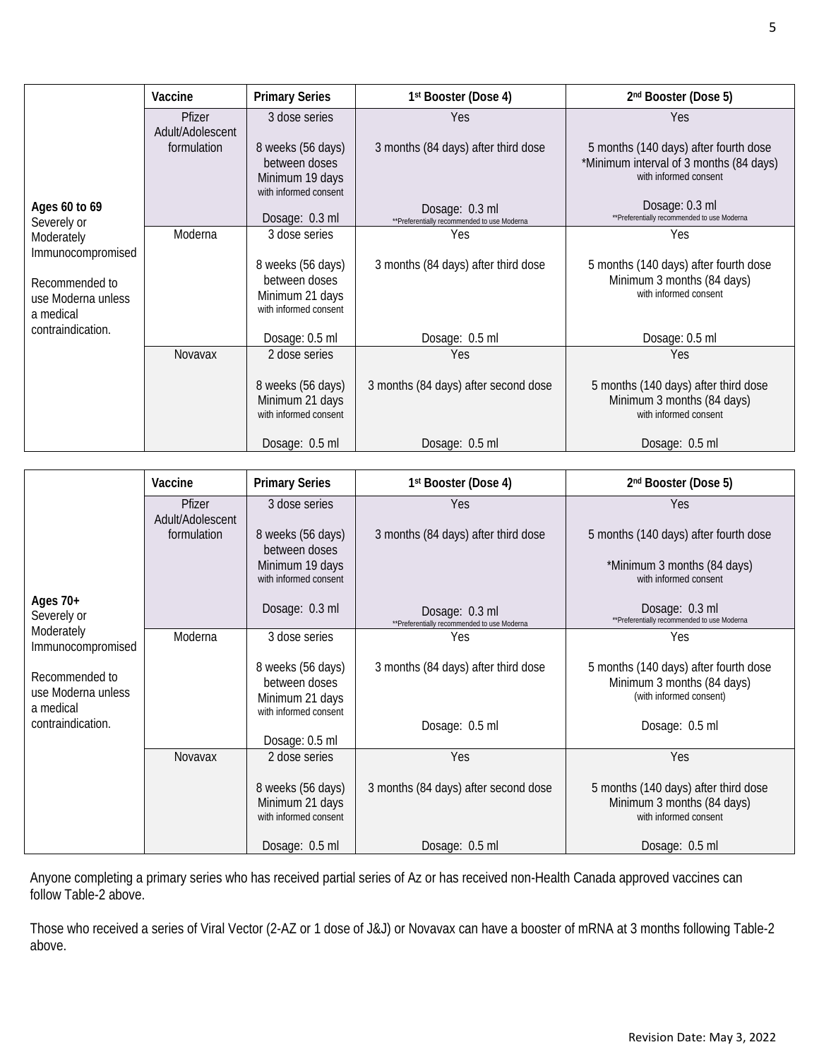| | Vaccine | Primary Series | 1st Booster (Dose 4) | 2nd Booster (Dose 5) |
|---|---|---|---|---|
| **Ages 60 to 69** Severely or Moderately Immunocompromised<br><br>Recommended to use Moderna unless a medical contraindication. | Pfizer Adult/Adolescent formulation | 3 dose series<br><br>8 weeks (56 days) between doses<br>Minimum 19 days with informed consent<br><br>Dosage: 0.3 ml | Yes<br><br>3 months (84 days) after third dose<br><br>Dosage: 0.3 ml<br>**Preferentially recommended to use Moderna | Yes<br><br>5 months (140 days) after fourth dose<br>*Minimum interval of 3 months (84 days) with informed consent<br><br>Dosage: 0.3 ml<br>**Preferentially recommended to use Moderna |
| | Moderna | 3 dose series<br><br>8 weeks (56 days) between doses<br>Minimum 21 days with informed consent<br><br>Dosage: 0.5 ml | Yes<br><br>3 months (84 days) after third dose<br><br>Dosage: 0.5 ml | Yes<br><br>5 months (140 days) after fourth dose<br>Minimum 3 months (84 days) with informed consent<br><br>Dosage: 0.5 ml |
| | Novavax | 2 dose series<br><br>8 weeks (56 days)<br>Minimum 21 days with informed consent<br><br>Dosage: 0.5 ml | Yes<br><br>3 months (84 days) after second dose<br><br>Dosage: 0.5 ml | Yes<br><br>5 months (140 days) after third dose<br>Minimum 3 months (84 days) with informed consent<br><br>Dosage: 0.5 ml |

| | Vaccine | Primary Series | 1st Booster (Dose 4) | 2nd Booster (Dose 5) |
|---|---|---|---|---|
| **Ages 70+** Severely or Moderately Immunocompromised<br><br>Recommended to use Moderna unless a medical contraindication. | Pfizer Adult/Adolescent formulation | 3 dose series<br><br>8 weeks (56 days) between doses<br>Minimum 19 days with informed consent<br><br>Dosage: 0.3 ml | Yes<br><br>3 months (84 days) after third dose<br><br>Dosage: 0.3 ml<br>**Preferentially recommended to use Moderna | Yes<br><br>5 months (140 days) after fourth dose<br><br>*Minimum 3 months (84 days) with informed consent<br><br>Dosage: 0.3 ml<br>**Preferentially recommended to use Moderna |
| | Moderna | 3 dose series<br><br>8 weeks (56 days) between doses<br>Minimum 21 days with informed consent<br><br>Dosage: 0.5 ml | Yes<br><br>3 months (84 days) after third dose<br><br>Dosage: 0.5 ml | Yes<br><br>5 months (140 days) after fourth dose<br>Minimum 3 months (84 days) (with informed consent)<br><br>Dosage: 0.5 ml |
| | Novavax | 2 dose series<br><br>8 weeks (56 days)<br>Minimum 21 days with informed consent<br><br>Dosage: 0.5 ml | Yes<br><br>3 months (84 days) after second dose<br><br>Dosage: 0.5 ml | Yes<br><br>5 months (140 days) after third dose<br>Minimum 3 months (84 days) with informed consent<br><br>Dosage: 0.5 ml |

Anyone completing a primary series who has received partial series of Az or has received non-Health Canada approved vaccines can follow Table-2 above.

Those who received a series of Viral Vector (2-AZ or 1 dose of J&J) or Novavax can have a booster of mRNA at 3 months following Table-2 above.

Revision Date: May 3, 2022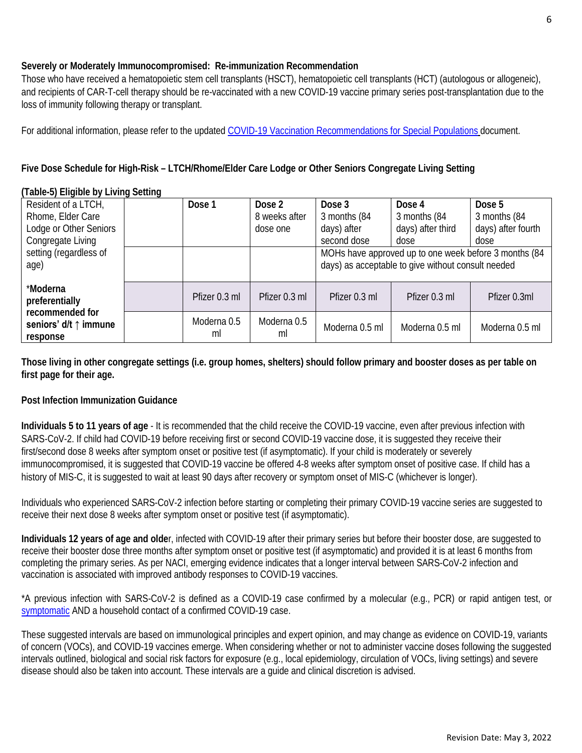**Severely or Moderately Immunocompromised: Re-immunization Recommendation**

Those who have received a hematopoietic stem cell transplants (HSCT), hematopoietic cell transplants (HCT) (autologous or allogeneic), and recipients of CAR-T-cell therapy should be re-vaccinated with a new COVID-19 vaccine primary series post-transplantation due to the loss of immunity following therapy or transplant.

For additional information, please refer to the updated [COVID-19 Vaccination Recommendations for Special Populations](#) document.

**Five Dose Schedule for High-Risk – LTCH/Rhome/Elder Care Lodge or Other Seniors Congregate Living Setting**

**(Table-5) Eligible by Living Setting**

| | | | | | | |
|---|---|---|---|---|---|---|
| Resident of a LTCH, Rhome, Elder Care Lodge or Other Seniors Congregate Living setting (regardless of age) | | **Dose 1** | **Dose 2** 8 weeks after dose one | **Dose 3** 3 months (84 days) after second dose | **Dose 4** 3 months (84 days) after third dose | **Dose 5** 3 months (84 days) after fourth dose |
| | | | | MOHs have approved up to one week before 3 months (84 days) as acceptable to give without consult needed | | |
| ***Moderna preferentially recommended for seniors' d/t ↑ immune response** | | Pfizer 0.3 ml | Pfizer 0.3 ml | Pfizer 0.3 ml | Pfizer 0.3 ml | Pfizer 0.3ml |
| | | Moderna 0.5 ml | Moderna 0.5 ml | Moderna 0.5 ml | Moderna 0.5 ml | Moderna 0.5 ml |

**Those living in other congregate settings (i.e. group homes, shelters) should follow primary and booster doses as per table on first page for their age.**

**Post Infection Immunization Guidance**

**Individuals 5 to 11 years of age** - It is recommended that the child receive the COVID-19 vaccine, even after previous infection with SARS-CoV-2. If child had COVID-19 before receiving first or second COVID-19 vaccine dose, it is suggested they receive their first/second dose 8 weeks after symptom onset or positive test (if asymptomatic). If your child is moderately or severely immunocompromised, it is suggested that COVID-19 vaccine be offered 4-8 weeks after symptom onset of positive case. If child has a history of MIS-C, it is suggested to wait at least 90 days after recovery or symptom onset of MIS-C (whichever is longer).

Individuals who experienced SARS-CoV-2 infection before starting or completing their primary COVID-19 vaccine series are suggested to receive their next dose 8 weeks after symptom onset or positive test (if asymptomatic).

**Individuals 12 years of age and older**, infected with COVID-19 after their primary series but before their booster dose, are suggested to receive their booster dose three months after symptom onset or positive test (if asymptomatic) and provided it is at least 6 months from completing the primary series. As per NACI, emerging evidence indicates that a longer interval between SARS-CoV-2 infection and vaccination is associated with improved antibody responses to COVID-19 vaccines.

*A previous infection with SARS-CoV-2 is defined as a COVID-19 case confirmed by a molecular (e.g., PCR) or rapid antigen test, or [symptomatic](#) AND a household contact of a confirmed COVID-19 case.

These suggested intervals are based on immunological principles and expert opinion, and may change as evidence on COVID-19, variants of concern (VOCs), and COVID-19 vaccines emerge. When considering whether or not to administer vaccine doses following the suggested intervals outlined, biological and social risk factors for exposure (e.g., local epidemiology, circulation of VOCs, living settings) and severe disease should also be taken into account. These intervals are a guide and clinical discretion is advised.

Revision Date: May 3, 2022